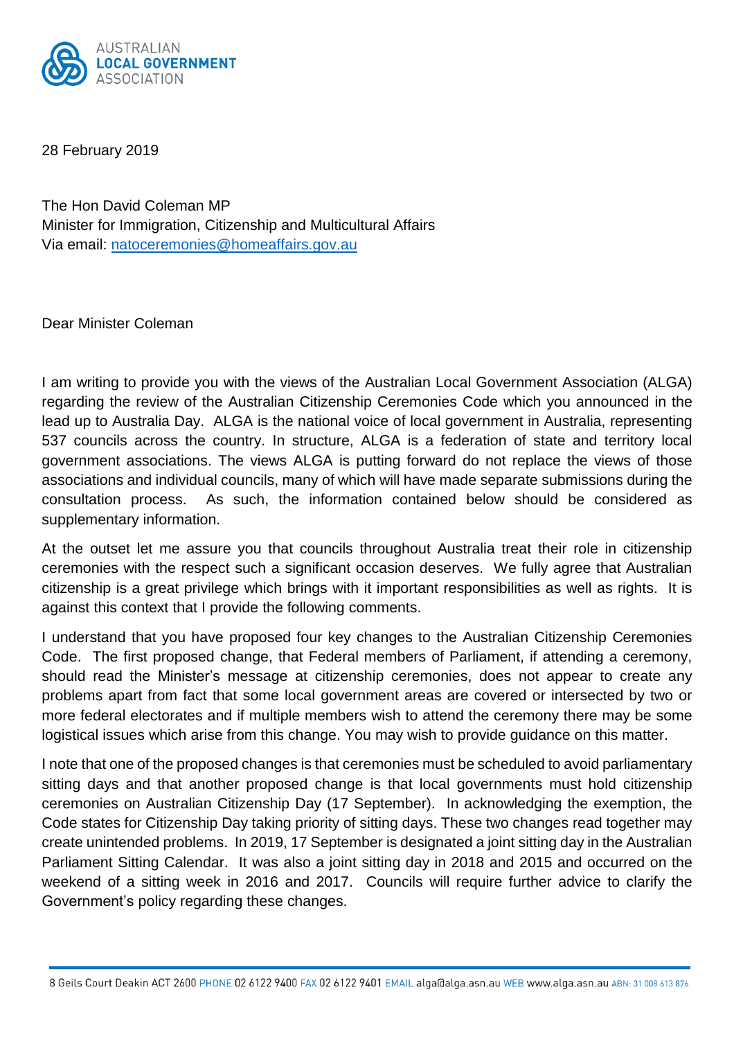AUSTRALIAN
**LOCAL GOVERNMENT**
ASSOCIATION

28 February 2019

The Hon David Coleman MP
Minister for Immigration, Citizenship and Multicultural Affairs
Via email: natoceremonies@homeaffairs.gov.au

Dear Minister Coleman

I am writing to provide you with the views of the Australian Local Government Association (ALGA) regarding the review of the Australian Citizenship Ceremonies Code which you announced in the lead up to Australia Day. ALGA is the national voice of local government in Australia, representing 537 councils across the country. In structure, ALGA is a federation of state and territory local government associations. The views ALGA is putting forward do not replace the views of those associations and individual councils, many of which will have made separate submissions during the consultation process. As such, the information contained below should be considered as supplementary information.

At the outset let me assure you that councils throughout Australia treat their role in citizenship ceremonies with the respect such a significant occasion deserves. We fully agree that Australian citizenship is a great privilege which brings with it important responsibilities as well as rights. It is against this context that I provide the following comments.

I understand that you have proposed four key changes to the Australian Citizenship Ceremonies Code. The first proposed change, that Federal members of Parliament, if attending a ceremony, should read the Minister's message at citizenship ceremonies, does not appear to create any problems apart from fact that some local government areas are covered or intersected by two or more federal electorates and if multiple members wish to attend the ceremony there may be some logistical issues which arise from this change. You may wish to provide guidance on this matter.

I note that one of the proposed changes is that ceremonies must be scheduled to avoid parliamentary sitting days and that another proposed change is that local governments must hold citizenship ceremonies on Australian Citizenship Day (17 September). In acknowledging the exemption, the Code states for Citizenship Day taking priority of sitting days. These two changes read together may create unintended problems. In 2019, 17 September is designated a joint sitting day in the Australian Parliament Sitting Calendar. It was also a joint sitting day in 2018 and 2015 and occurred on the weekend of a sitting week in 2016 and 2017. Councils will require further advice to clarify the Government's policy regarding these changes.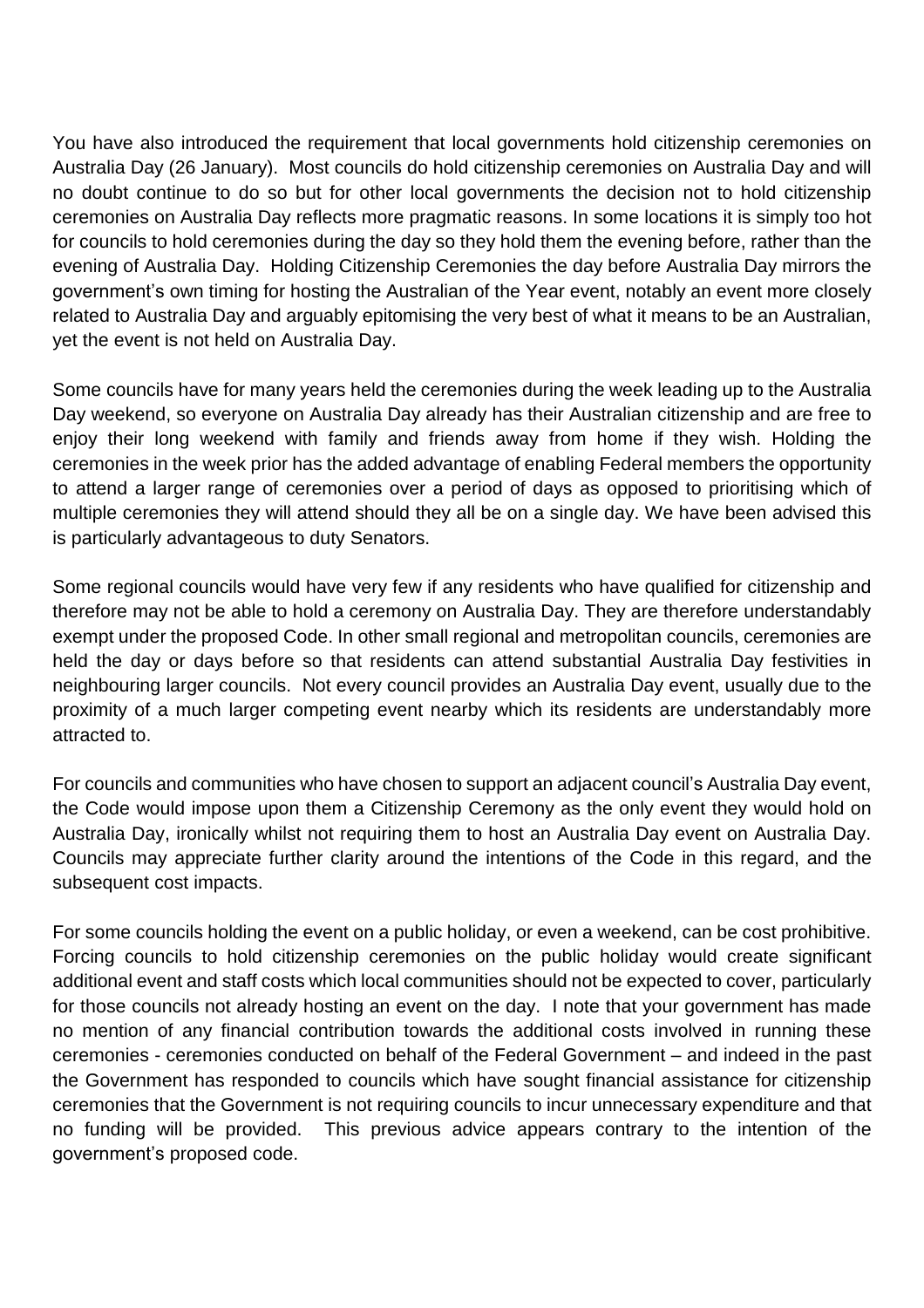You have also introduced the requirement that local governments hold citizenship ceremonies on Australia Day (26 January). Most councils do hold citizenship ceremonies on Australia Day and will no doubt continue to do so but for other local governments the decision not to hold citizenship ceremonies on Australia Day reflects more pragmatic reasons. In some locations it is simply too hot for councils to hold ceremonies during the day so they hold them the evening before, rather than the evening of Australia Day. Holding Citizenship Ceremonies the day before Australia Day mirrors the government's own timing for hosting the Australian of the Year event, notably an event more closely related to Australia Day and arguably epitomising the very best of what it means to be an Australian, yet the event is not held on Australia Day.

Some councils have for many years held the ceremonies during the week leading up to the Australia Day weekend, so everyone on Australia Day already has their Australian citizenship and are free to enjoy their long weekend with family and friends away from home if they wish. Holding the ceremonies in the week prior has the added advantage of enabling Federal members the opportunity to attend a larger range of ceremonies over a period of days as opposed to prioritising which of multiple ceremonies they will attend should they all be on a single day. We have been advised this is particularly advantageous to duty Senators.

Some regional councils would have very few if any residents who have qualified for citizenship and therefore may not be able to hold a ceremony on Australia Day. They are therefore understandably exempt under the proposed Code. In other small regional and metropolitan councils, ceremonies are held the day or days before so that residents can attend substantial Australia Day festivities in neighbouring larger councils. Not every council provides an Australia Day event, usually due to the proximity of a much larger competing event nearby which its residents are understandably more attracted to.

For councils and communities who have chosen to support an adjacent council's Australia Day event, the Code would impose upon them a Citizenship Ceremony as the only event they would hold on Australia Day, ironically whilst not requiring them to host an Australia Day event on Australia Day. Councils may appreciate further clarity around the intentions of the Code in this regard, and the subsequent cost impacts.

For some councils holding the event on a public holiday, or even a weekend, can be cost prohibitive. Forcing councils to hold citizenship ceremonies on the public holiday would create significant additional event and staff costs which local communities should not be expected to cover, particularly for those councils not already hosting an event on the day. I note that your government has made no mention of any financial contribution towards the additional costs involved in running these ceremonies - ceremonies conducted on behalf of the Federal Government – and indeed in the past the Government has responded to councils which have sought financial assistance for citizenship ceremonies that the Government is not requiring councils to incur unnecessary expenditure and that no funding will be provided. This previous advice appears contrary to the intention of the government's proposed code.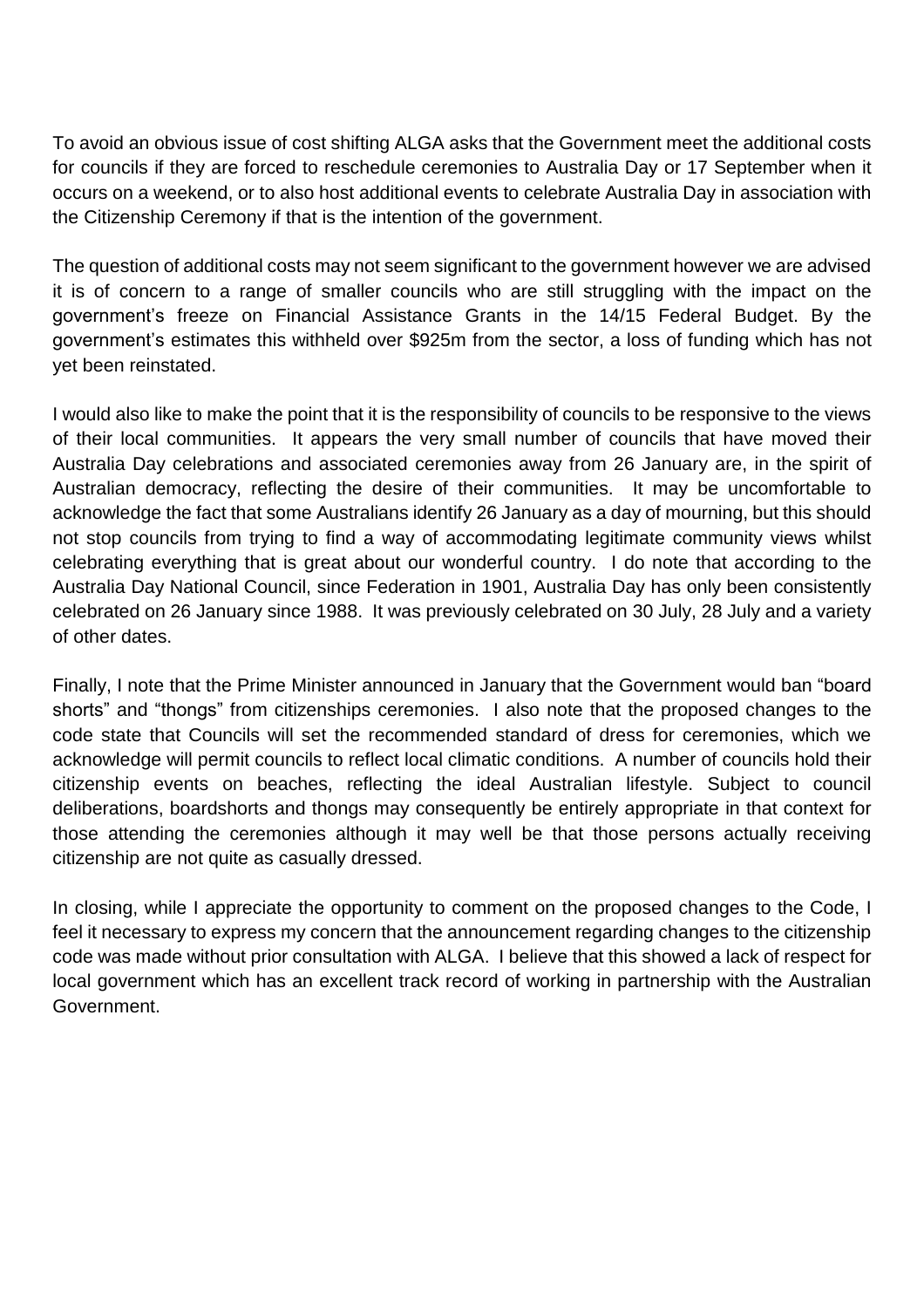To avoid an obvious issue of cost shifting ALGA asks that the Government meet the additional costs for councils if they are forced to reschedule ceremonies to Australia Day or 17 September when it occurs on a weekend, or to also host additional events to celebrate Australia Day in association with the Citizenship Ceremony if that is the intention of the government.

The question of additional costs may not seem significant to the government however we are advised it is of concern to a range of smaller councils who are still struggling with the impact on the government's freeze on Financial Assistance Grants in the 14/15 Federal Budget. By the government's estimates this withheld over $925m from the sector, a loss of funding which has not yet been reinstated.

I would also like to make the point that it is the responsibility of councils to be responsive to the views of their local communities. It appears the very small number of councils that have moved their Australia Day celebrations and associated ceremonies away from 26 January are, in the spirit of Australian democracy, reflecting the desire of their communities. It may be uncomfortable to acknowledge the fact that some Australians identify 26 January as a day of mourning, but this should not stop councils from trying to find a way of accommodating legitimate community views whilst celebrating everything that is great about our wonderful country. I do note that according to the Australia Day National Council, since Federation in 1901, Australia Day has only been consistently celebrated on 26 January since 1988. It was previously celebrated on 30 July, 28 July and a variety of other dates.

Finally, I note that the Prime Minister announced in January that the Government would ban "board shorts" and "thongs" from citizenships ceremonies. I also note that the proposed changes to the code state that Councils will set the recommended standard of dress for ceremonies, which we acknowledge will permit councils to reflect local climatic conditions. A number of councils hold their citizenship events on beaches, reflecting the ideal Australian lifestyle. Subject to council deliberations, boardshorts and thongs may consequently be entirely appropriate in that context for those attending the ceremonies although it may well be that those persons actually receiving citizenship are not quite as casually dressed.

In closing, while I appreciate the opportunity to comment on the proposed changes to the Code, I feel it necessary to express my concern that the announcement regarding changes to the citizenship code was made without prior consultation with ALGA. I believe that this showed a lack of respect for local government which has an excellent track record of working in partnership with the Australian Government.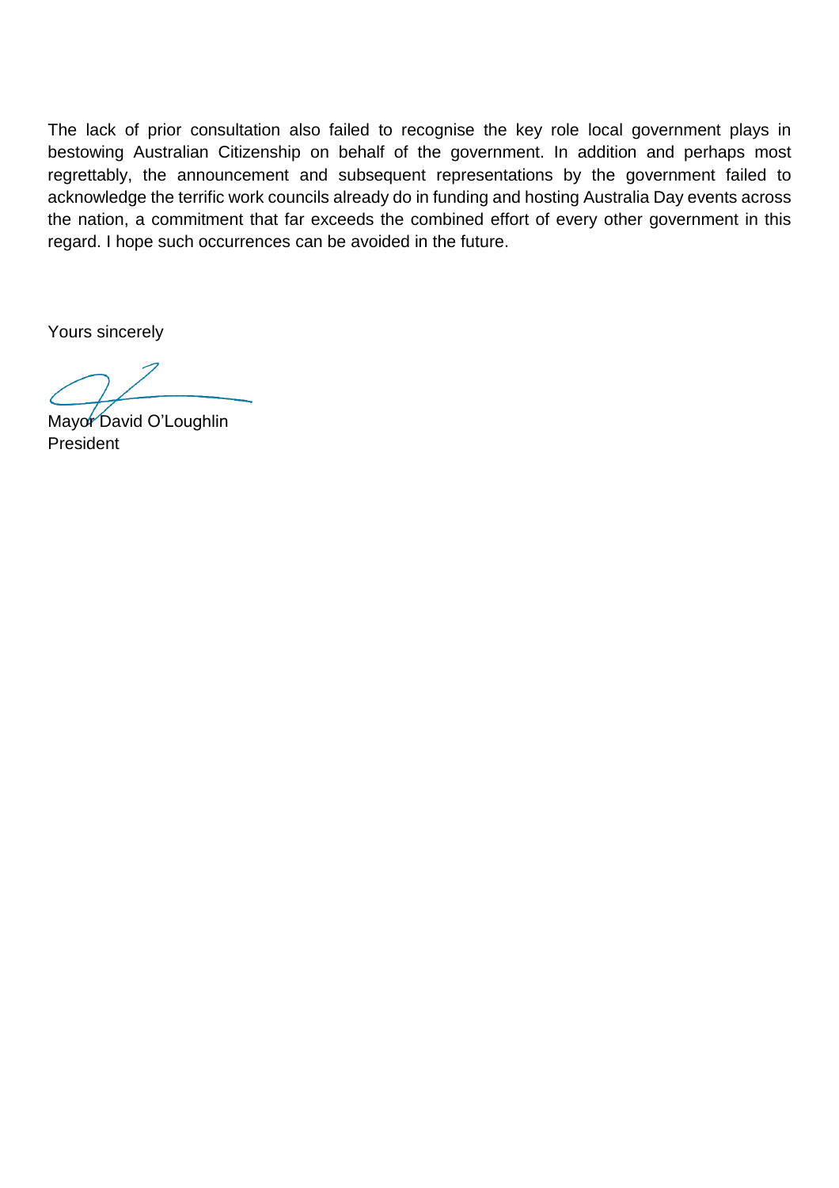The lack of prior consultation also failed to recognise the key role local government plays in bestowing Australian Citizenship on behalf of the government. In addition and perhaps most regrettably, the announcement and subsequent representations by the government failed to acknowledge the terrific work councils already do in funding and hosting Australia Day events across the nation, a commitment that far exceeds the combined effort of every other government in this regard. I hope such occurrences can be avoided in the future.

Yours sincerely

Mayor David O'Loughlin
President